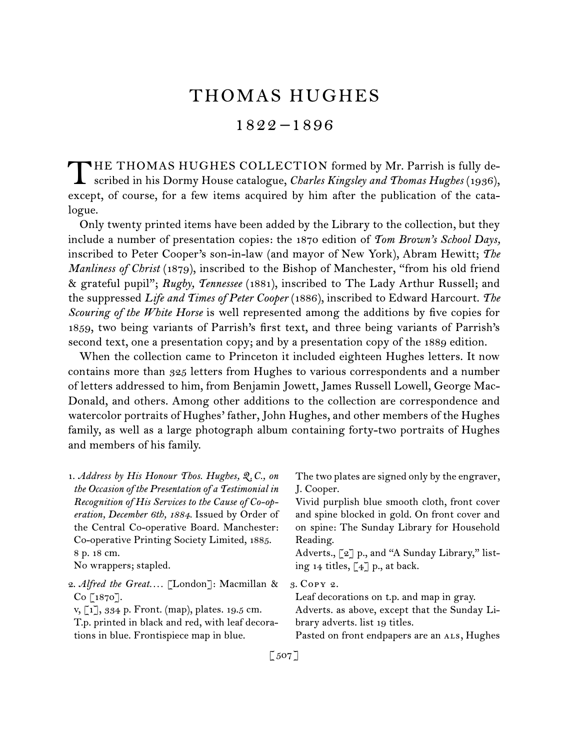# THOMAS HUGHES

## 1822–1896

THE THOMAS HUGHES COLLECTION formed by Mr. Parrish is fully described in his Dormy House catalogue, *Charles Kingsley and Thomas Hughes* (1936), except, of course, for a few items acquired by him after the publication of the catalogue.

Only twenty printed items have been added by the Library to the collection, but they include a number of presentation copies: the 1870 edition of *Tom Brown's School Days,* inscribed to Peter Cooper's son-in-law (and mayor of New York), Abram Hewitt; *The Manliness of Christ* (1879), inscribed to the Bishop of Manchester, "from his old friend & grateful pupil"; *Rugby, Tennessee* (1881), inscribed to The Lady Arthur Russell; and the suppressed *Life and Times of Peter Cooper* (1886), inscribed to Edward Harcourt. *The Scouring of the White Horse* is well represented among the additions by five copies for 1859, two being variants of Parrish's first text, and three being variants of Parrish's second text, one a presentation copy; and by a presentation copy of the 1889 edition.

When the collection came to Princeton it included eighteen Hughes letters. It now contains more than 325 letters from Hughes to various correspondents and a number of letters addressed to him, from Benjamin Jowett, James Russell Lowell, George MacDonald, and others. Among other additions to the collection are correspondence and watercolor portraits of Hughes' father, John Hughes, and other members of the Hughes family, as well as a large photograph album containing forty-two portraits of Hughes and members of his family.

1. *Address by His Honour Thos. Hughes, Q.C., on the Occasion of the Presentation of a Testimonial in Recognition of His Services to the Cause of Co-operation, December 6th, 1884.* Issued by Order of the Central Co-operative Board. Manchester: Co-operative Printing Society Limited, 1885.
8 p. 18 cm.
No wrappers; stapled.

2. *Alfred the Great....* [London]: Macmillan & Co [1870].
v, [1], 334 p. Front. (map), plates. 19.5 cm.
T.p. printed in black and red, with leaf decorations in blue. Frontispiece map in blue.
The two plates are signed only by the engraver, J. Cooper.
Vivid purplish blue smooth cloth, front cover and spine blocked in gold. On front cover and on spine: The Sunday Library for Household Reading.
Adverts., [2] p., and "A Sunday Library," listing 14 titles, [4] p., at back.

3. Copy 2.
Leaf decorations on t.p. and map in gray.
Adverts. as above, except that the Sunday Library adverts. list 19 titles.
Pasted on front endpapers are an ALS, Hughes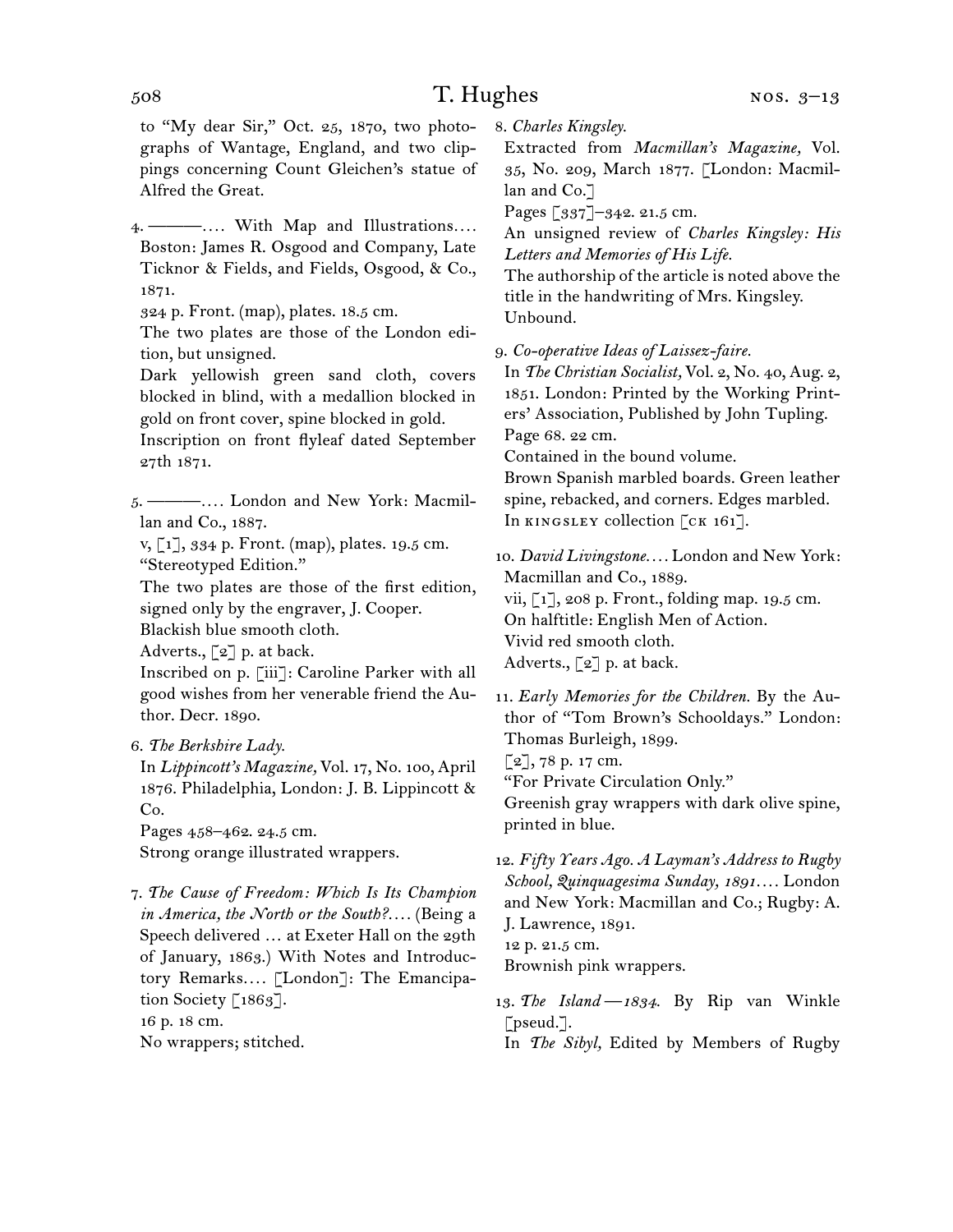to "My dear Sir," Oct. 25, 1870, two photographs of Wantage, England, and two clippings concerning Count Gleichen's statue of Alfred the Great.

4. ———.… With Map and Illustrations.… Boston: James R. Osgood and Company, Late Ticknor & Fields, and Fields, Osgood, & Co., 1871.
324 p. Front. (map), plates. 18.5 cm.
The two plates are those of the London edition, but unsigned.
Dark yellowish green sand cloth, covers blocked in blind, with a medallion blocked in gold on front cover, spine blocked in gold.
Inscription on front flyleaf dated September 27th 1871.

5. ———.… London and New York: Macmillan and Co., 1887.
v, [1], 334 p. Front. (map), plates. 19.5 cm.
"Stereotyped Edition."
The two plates are those of the first edition, signed only by the engraver, J. Cooper.
Blackish blue smooth cloth.
Adverts., [2] p. at back.
Inscribed on p. [iii]: Caroline Parker with all good wishes from her venerable friend the Author. Decr. 1890.

6. *The Berkshire Lady.*
In *Lippincott's Magazine,* Vol. 17, No. 100, April 1876. Philadelphia, London: J. B. Lippincott & Co.
Pages 458–462. 24.5 cm.
Strong orange illustrated wrappers.

7. *The Cause of Freedom: Which Is Its Champion in America, the North or the South?*.… (Being a Speech delivered … at Exeter Hall on the 29th of January, 1863.) With Notes and Introductory Remarks.… [London]: The Emancipation Society [1863].
16 p. 18 cm.
No wrappers; stitched.

8. *Charles Kingsley.*
Extracted from *Macmillan's Magazine,* Vol. 35, No. 209, March 1877. [London: Macmillan and Co.]
Pages [337]–342. 21.5 cm.
An unsigned review of *Charles Kingsley: His Letters and Memories of His Life.*
The authorship of the article is noted above the title in the handwriting of Mrs. Kingsley.
Unbound.

9. *Co-operative Ideas of Laissez-faire.*
In *The Christian Socialist,* Vol. 2, No. 40, Aug. 2, 1851. London: Printed by the Working Printers' Association, Published by John Tupling.
Page 68. 22 cm.
Contained in the bound volume.
Brown Spanish marbled boards. Green leather spine, rebacked, and corners. Edges marbled.
In KINGSLEY collection [CK 161].

10. *David Livingstone*.… London and New York: Macmillan and Co., 1889.
vii, [1], 208 p. Front., folding map. 19.5 cm.
On halftitle: English Men of Action.
Vivid red smooth cloth.
Adverts., [2] p. at back.

11. *Early Memories for the Children.* By the Author of "Tom Brown's Schooldays." London: Thomas Burleigh, 1899.
[2], 78 p. 17 cm.
"For Private Circulation Only."
Greenish gray wrappers with dark olive spine, printed in blue.

12. *Fifty Years Ago. A Layman's Address to Rugby School, Quinquagesima Sunday, 1891*.… London and New York: Macmillan and Co.; Rugby: A. J. Lawrence, 1891.
12 p. 21.5 cm.
Brownish pink wrappers.

13. *The Island—1834.* By Rip van Winkle [pseud.].
In *The Sibyl,* Edited by Members of Rugby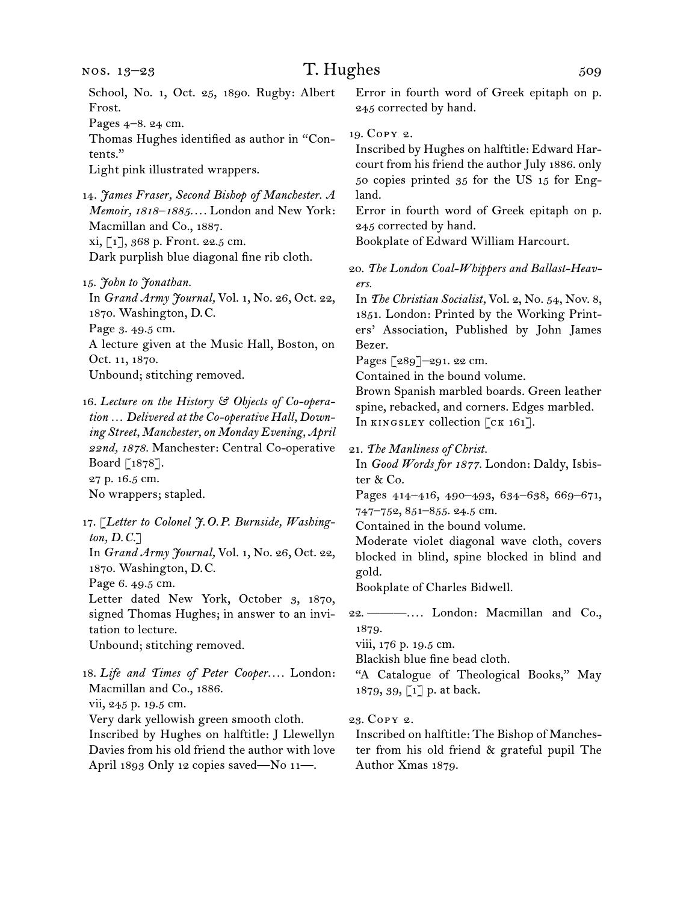School, No. 1, Oct. 25, 1890. Rugby: Albert Frost.
Pages 4–8. 24 cm.
Thomas Hughes identified as author in "Contents."
Light pink illustrated wrappers.

14. *James Fraser, Second Bishop of Manchester. A Memoir, 1818–1885.*… London and New York: Macmillan and Co., 1887.
xi, [1], 368 p. Front. 22.5 cm.
Dark purplish blue diagonal fine rib cloth.

15. *John to Jonathan.*
In *Grand Army Journal,* Vol. 1, No. 26, Oct. 22, 1870. Washington, D. C.
Page 3. 49.5 cm.
A lecture given at the Music Hall, Boston, on Oct. 11, 1870.
Unbound; stitching removed.

16. *Lecture on the History & Objects of Co-operation … Delivered at the Co-operative Hall, Downing Street, Manchester, on Monday Evening, April 22nd, 1878.* Manchester: Central Co-operative Board [1878].
27 p. 16.5 cm.
No wrappers; stapled.

17. *[Letter to Colonel J. O. P. Burnside, Washington, D. C.]*
In *Grand Army Journal,* Vol. 1, No. 26, Oct. 22, 1870. Washington, D. C.
Page 6. 49.5 cm.
Letter dated New York, October 3, 1870, signed Thomas Hughes; in answer to an invitation to lecture.
Unbound; stitching removed.

18. *Life and Times of Peter Cooper.*… London: Macmillan and Co., 1886.
vii, 245 p. 19.5 cm.
Very dark yellowish green smooth cloth.
Inscribed by Hughes on halftitle: J Llewellyn Davies from his old friend the author with love April 1893 Only 12 copies saved—No 11—.
Error in fourth word of Greek epitaph on p. 245 corrected by hand.

19. Copy 2.
Inscribed by Hughes on halftitle: Edward Harcourt from his friend the author July 1886. only 50 copies printed 35 for the US 15 for England.
Error in fourth word of Greek epitaph on p. 245 corrected by hand.
Bookplate of Edward William Harcourt.

20. *The London Coal-Whippers and Ballast-Heavers.*
In *The Christian Socialist,* Vol. 2, No. 54, Nov. 8, 1851. London: Printed by the Working Printers' Association, Published by John James Bezer.
Pages [289]–291. 22 cm.
Contained in the bound volume.
Brown Spanish marbled boards. Green leather spine, rebacked, and corners. Edges marbled.
In Kingsley collection [CK 161].

21. *The Manliness of Christ.*
In *Good Words for 1877.* London: Daldy, Isbister & Co.
Pages 414–416, 490–493, 634–638, 669–671, 747–752, 851–855. 24.5 cm.
Contained in the bound volume.
Moderate violet diagonal wave cloth, covers blocked in blind, spine blocked in blind and gold.
Bookplate of Charles Bidwell.

22. ———.… London: Macmillan and Co., 1879.
viii, 176 p. 19.5 cm.
Blackish blue fine bead cloth.
"A Catalogue of Theological Books," May 1879, 39, [1] p. at back.

23. Copy 2.
Inscribed on halftitle: The Bishop of Manchester from his old friend & grateful pupil The Author Xmas 1879.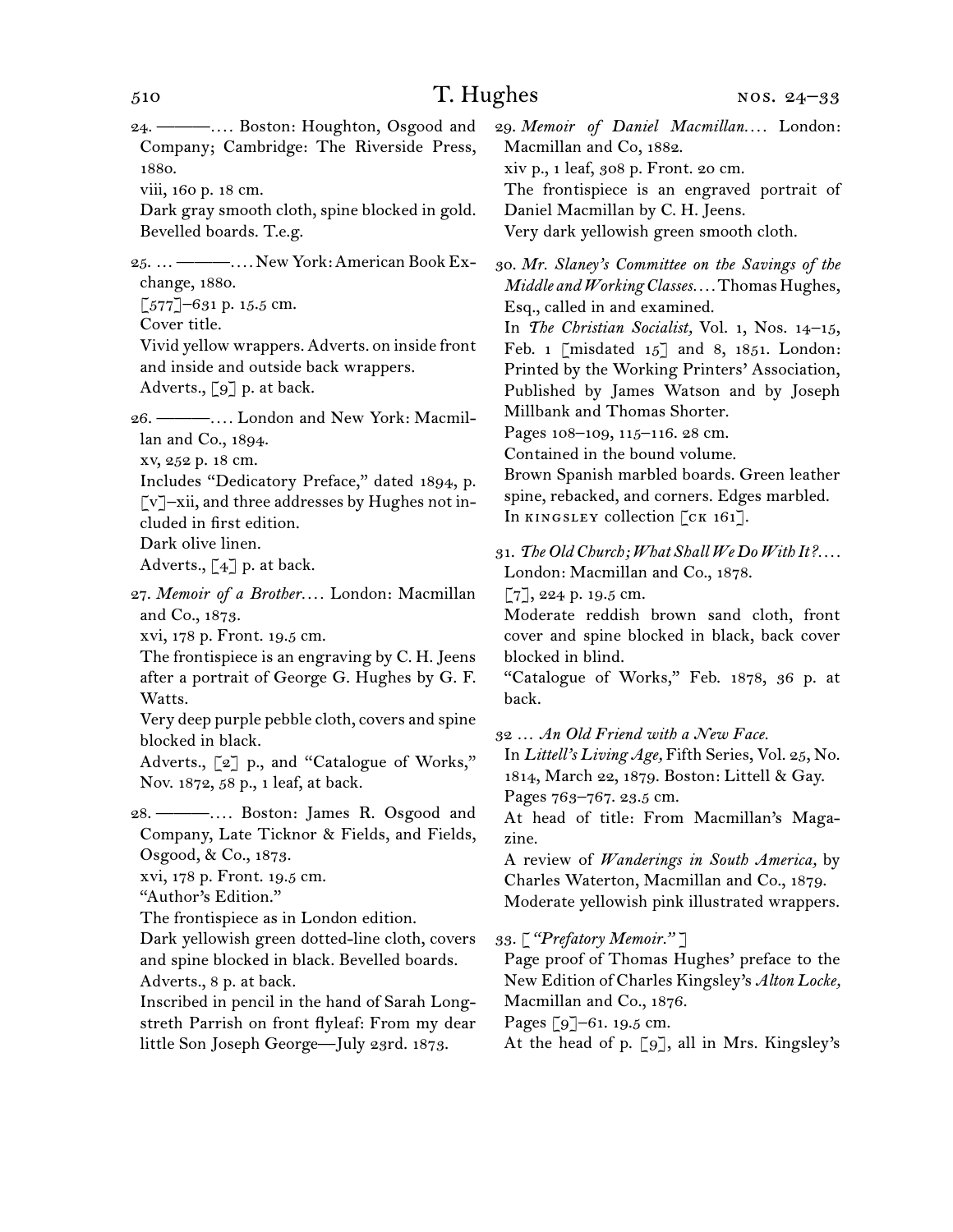24. ———. . . . Boston: Houghton, Osgood and Company; Cambridge: The Riverside Press, 1880.
viii, 160 p. 18 cm.
Dark gray smooth cloth, spine blocked in gold. Bevelled boards. T.e.g.

25. . . . ———. . . . New York: American Book Exchange, 1880.
[577]–631 p. 15.5 cm.
Cover title.
Vivid yellow wrappers. Adverts. on inside front and inside and outside back wrappers.
Adverts., [9] p. at back.

26. ———. . . . London and New York: Macmillan and Co., 1894.
xv, 252 p. 18 cm.
Includes "Dedicatory Preface," dated 1894, p. [v]–xii, and three addresses by Hughes not included in first edition.
Dark olive linen.
Adverts., [4] p. at back.

27. *Memoir of a Brother. . . .* London: Macmillan and Co., 1873.
xvi, 178 p. Front. 19.5 cm.
The frontispiece is an engraving by C. H. Jeens after a portrait of George G. Hughes by G. F. Watts.
Very deep purple pebble cloth, covers and spine blocked in black.
Adverts., [2] p., and "Catalogue of Works," Nov. 1872, 58 p., 1 leaf, at back.

28. ———. . . . Boston: James R. Osgood and Company, Late Ticknor & Fields, and Fields, Osgood, & Co., 1873.
xvi, 178 p. Front. 19.5 cm.
"Author's Edition."
The frontispiece as in London edition.
Dark yellowish green dotted-line cloth, covers and spine blocked in black. Bevelled boards.
Adverts., 8 p. at back.
Inscribed in pencil in the hand of Sarah Longstreth Parrish on front flyleaf: From my dear little Son Joseph George—July 23rd. 1873.

29. *Memoir of Daniel Macmillan. . . .* London: Macmillan and Co, 1882.
xiv p., 1 leaf, 308 p. Front. 20 cm.
The frontispiece is an engraved portrait of Daniel Macmillan by C. H. Jeens.
Very dark yellowish green smooth cloth.

30. *Mr. Slaney's Committee on the Savings of the Middle and Working Classes. . . .* Thomas Hughes, Esq., called in and examined.
In *The Christian Socialist,* Vol. 1, Nos. 14–15, Feb. 1 [misdated 15] and 8, 1851. London: Printed by the Working Printers' Association, Published by James Watson and by Joseph Millbank and Thomas Shorter.
Pages 108–109, 115–116. 28 cm.
Contained in the bound volume.
Brown Spanish marbled boards. Green leather spine, rebacked, and corners. Edges marbled.
In KINGSLEY collection [CK 161].

31. *The Old Church; What Shall We Do With It? . . .* London: Macmillan and Co., 1878.
[7], 224 p. 19.5 cm.
Moderate reddish brown sand cloth, front cover and spine blocked in black, back cover blocked in blind.
"Catalogue of Works," Feb. 1878, 36 p. at back.

32 . . . *An Old Friend with a New Face.*
In *Littell's Living Age,* Fifth Series, Vol. 25, No. 1814, March 22, 1879. Boston: Littell & Gay.
Pages 763–767. 23.5 cm.
At head of title: From Macmillan's Magazine.
A review of *Wanderings in South America,* by Charles Waterton, Macmillan and Co., 1879.
Moderate yellowish pink illustrated wrappers.

33. [ *"Prefatory Memoir."* ]
Page proof of Thomas Hughes' preface to the New Edition of Charles Kingsley's *Alton Locke,* Macmillan and Co., 1876.
Pages [9]–61. 19.5 cm.
At the head of p. [9], all in Mrs. Kingsley's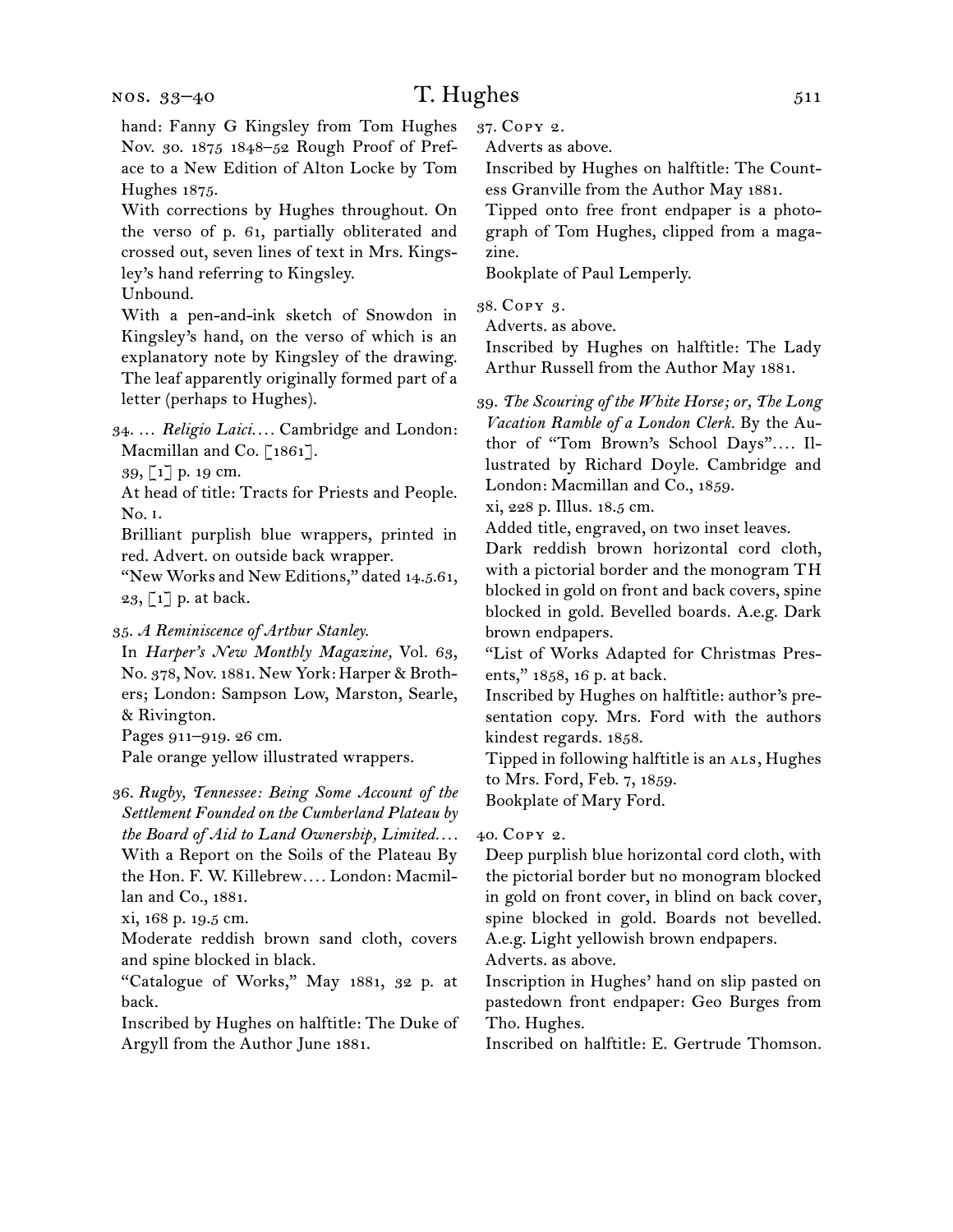hand: Fanny G Kingsley from Tom Hughes Nov. 30. 1875 1848–52 Rough Proof of Preface to a New Edition of Alton Locke by Tom Hughes 1875.

With corrections by Hughes throughout. On the verso of p. 61, partially obliterated and crossed out, seven lines of text in Mrs. Kingsley's hand referring to Kingsley.

Unbound.

With a pen-and-ink sketch of Snowdon in Kingsley's hand, on the verso of which is an explanatory note by Kingsley of the drawing. The leaf apparently originally formed part of a letter (perhaps to Hughes).

34. … *Religio Laici.*… Cambridge and London: Macmillan and Co. [1861].

39, [1] p. 19 cm.

At head of title: Tracts for Priests and People. No. 1.

Brilliant purplish blue wrappers, printed in red. Advert. on outside back wrapper.

"New Works and New Editions," dated 14.5.61, 23, [1] p. at back.

35. *A Reminiscence of Arthur Stanley.*

In *Harper's New Monthly Magazine,* Vol. 63, No. 378, Nov. 1881. New York: Harper & Brothers; London: Sampson Low, Marston, Searle, & Rivington.

Pages 911–919. 26 cm.

Pale orange yellow illustrated wrappers.

36. *Rugby, Tennessee: Being Some Account of the Settlement Founded on the Cumberland Plateau by the Board of Aid to Land Ownership, Limited.*… With a Report on the Soils of the Plateau By the Hon. F. W. Killebrew.… London: Macmillan and Co., 1881.

xi, 168 p. 19.5 cm.

Moderate reddish brown sand cloth, covers and spine blocked in black.

"Catalogue of Works," May 1881, 32 p. at back.

Inscribed by Hughes on halftitle: The Duke of Argyll from the Author June 1881.

37. Copy 2.

Adverts as above.

Inscribed by Hughes on halftitle: The Countess Granville from the Author May 1881.

Tipped onto free front endpaper is a photograph of Tom Hughes, clipped from a magazine.

Bookplate of Paul Lemperly.

38. Copy 3.

Adverts. as above.

Inscribed by Hughes on halftitle: The Lady Arthur Russell from the Author May 1881.

39. *The Scouring of the White Horse; or, The Long Vacation Ramble of a London Clerk.* By the Author of "Tom Brown's School Days".… Illustrated by Richard Doyle. Cambridge and London: Macmillan and Co., 1859.

xi, 228 p. Illus. 18.5 cm.

Added title, engraved, on two inset leaves.

Dark reddish brown horizontal cord cloth, with a pictorial border and the monogram TH blocked in gold on front and back covers, spine blocked in gold. Bevelled boards. A.e.g. Dark brown endpapers.

"List of Works Adapted for Christmas Presents," 1858, 16 p. at back.

Inscribed by Hughes on halftitle: author's presentation copy. Mrs. Ford with the authors kindest regards. 1858.

Tipped in following halftitle is an ALS, Hughes to Mrs. Ford, Feb. 7, 1859.

Bookplate of Mary Ford.

40. Copy 2.

Deep purplish blue horizontal cord cloth, with the pictorial border but no monogram blocked in gold on front cover, in blind on back cover, spine blocked in gold. Boards not bevelled. A.e.g. Light yellowish brown endpapers.

Adverts. as above.

Inscription in Hughes' hand on slip pasted on pastedown front endpaper: Geo Burges from Tho. Hughes.

Inscribed on halftitle: E. Gertrude Thomson.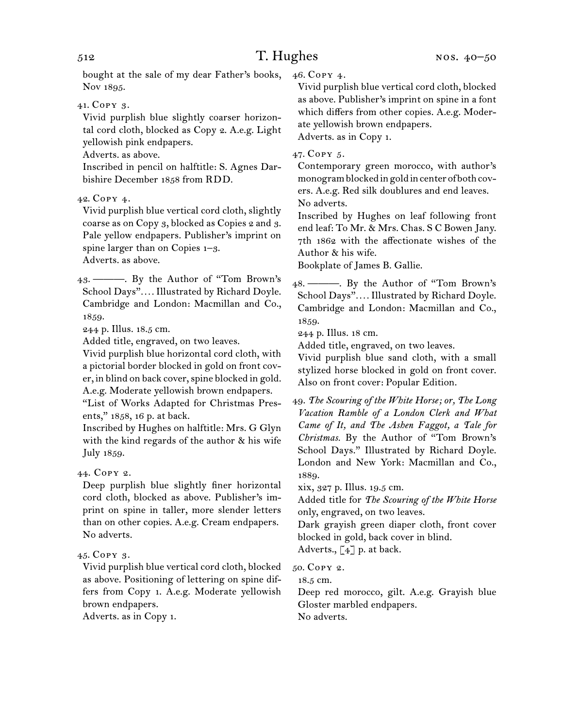bought at the sale of my dear Father's books, Nov 1895.

41. Copy 3.
Vivid purplish blue slightly coarser horizontal cord cloth, blocked as Copy 2. A.e.g. Light yellowish pink endpapers.
Adverts. as above.
Inscribed in pencil on halftitle: S. Agnes Darbishire December 1858 from RDD.

42. Copy 4.
Vivid purplish blue vertical cord cloth, slightly coarse as on Copy 3, blocked as Copies 2 and 3. Pale yellow endpapers. Publisher's imprint on spine larger than on Copies 1–3.
Adverts. as above.

43. ———. By the Author of "Tom Brown's School Days".... Illustrated by Richard Doyle. Cambridge and London: Macmillan and Co., 1859.
244 p. Illus. 18.5 cm.
Added title, engraved, on two leaves.
Vivid purplish blue horizontal cord cloth, with a pictorial border blocked in gold on front cover, in blind on back cover, spine blocked in gold. A.e.g. Moderate yellowish brown endpapers.
"List of Works Adapted for Christmas Presents," 1858, 16 p. at back.
Inscribed by Hughes on halftitle: Mrs. G Glyn with the kind regards of the author & his wife July 1859.

44. Copy 2.
Deep purplish blue slightly finer horizontal cord cloth, blocked as above. Publisher's imprint on spine in taller, more slender letters than on other copies. A.e.g. Cream endpapers.
No adverts.

45. Copy 3.
Vivid purplish blue vertical cord cloth, blocked as above. Positioning of lettering on spine differs from Copy 1. A.e.g. Moderate yellowish brown endpapers.
Adverts. as in Copy 1.

46. Copy 4.
Vivid purplish blue vertical cord cloth, blocked as above. Publisher's imprint on spine in a font which differs from other copies. A.e.g. Moderate yellowish brown endpapers.
Adverts. as in Copy 1.

47. Copy 5.
Contemporary green morocco, with author's monogram blocked in gold in center of both covers. A.e.g. Red silk doublures and end leaves.
No adverts.
Inscribed by Hughes on leaf following front end leaf: To Mr. & Mrs. Chas. S C Bowen Jany. 7th 1862 with the affectionate wishes of the Author & his wife.
Bookplate of James B. Gallie.

48. ———. By the Author of "Tom Brown's School Days".... Illustrated by Richard Doyle. Cambridge and London: Macmillan and Co., 1859.
244 p. Illus. 18 cm.
Added title, engraved, on two leaves.
Vivid purplish blue sand cloth, with a small stylized horse blocked in gold on front cover. Also on front cover: Popular Edition.

49. *The Scouring of the White Horse; or, The Long Vacation Ramble of a London Clerk and What Came of It, and The Ashen Faggot, a Tale for Christmas.* By the Author of "Tom Brown's School Days." Illustrated by Richard Doyle. London and New York: Macmillan and Co., 1889.
xix, 327 p. Illus. 19.5 cm.
Added title for *The Scouring of the White Horse* only, engraved, on two leaves.
Dark grayish green diaper cloth, front cover blocked in gold, back cover in blind.
Adverts., [4] p. at back.

50. Copy 2.
18.5 cm.
Deep red morocco, gilt. A.e.g. Grayish blue Gloster marbled endpapers.
No adverts.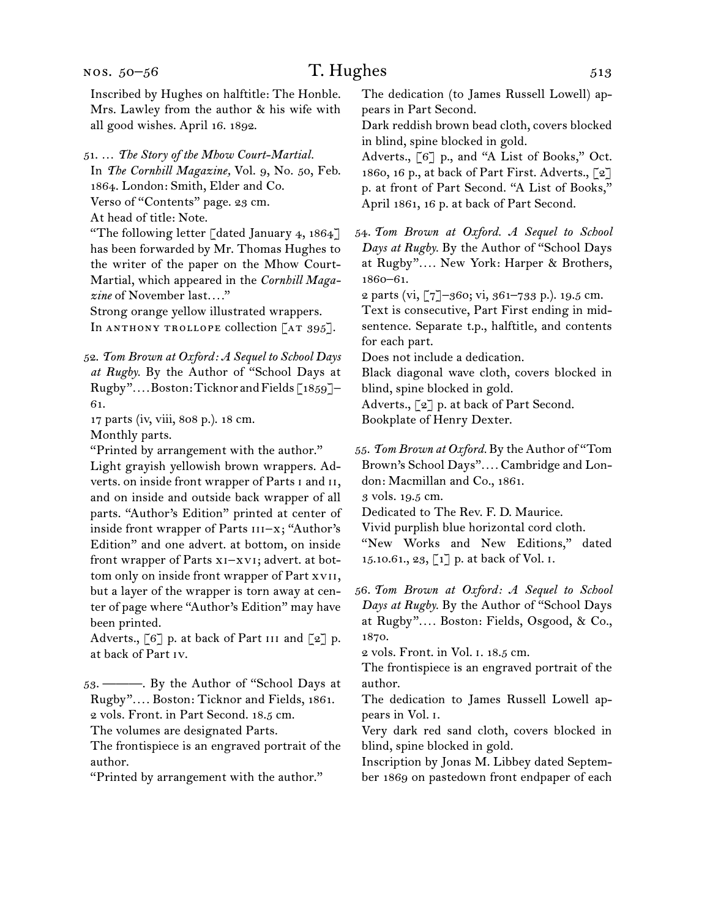Inscribed by Hughes on halftitle: The Honble. Mrs. Lawley from the author & his wife with all good wishes. April 16. 1892.

51. … *The Story of the Mhow Court-Martial.*
In *The Cornhill Magazine,* Vol. 9, No. 50, Feb. 1864. London: Smith, Elder and Co.
Verso of "Contents" page. 23 cm.
At head of title: Note.
"The following letter [dated January 4, 1864] has been forwarded by Mr. Thomas Hughes to the writer of the paper on the Mhow Court-Martial, which appeared in the *Cornhill Magazine* of November last.…"
Strong orange yellow illustrated wrappers.
In ANTHONY TROLLOPE collection [AT 395].

52. *Tom Brown at Oxford: A Sequel to School Days at Rugby.* By the Author of "School Days at Rugby".… Boston: Ticknor and Fields [1859]–61.
17 parts (iv, viii, 808 p.). 18 cm.
Monthly parts.
"Printed by arrangement with the author."
Light grayish yellowish brown wrappers. Adverts. on inside front wrapper of Parts I and II, and on inside and outside back wrapper of all parts. "Author's Edition" printed at center of inside front wrapper of Parts III–X; "Author's Edition" and one advert. at bottom, on inside front wrapper of Parts XI–XVI; advert. at bottom only on inside front wrapper of Part XVII, but a layer of the wrapper is torn away at center of page where "Author's Edition" may have been printed.
Adverts., [6] p. at back of Part III and [2] p. at back of Part IV.

53. ———. By the Author of "School Days at Rugby".… Boston: Ticknor and Fields, 1861.
2 vols. Front. in Part Second. 18.5 cm.
The volumes are designated Parts.
The frontispiece is an engraved portrait of the author.
"Printed by arrangement with the author."
The dedication (to James Russell Lowell) appears in Part Second.
Dark reddish brown bead cloth, covers blocked in blind, spine blocked in gold.
Adverts., [6] p., and "A List of Books," Oct. 1860, 16 p., at back of Part First. Adverts., [2] p. at front of Part Second. "A List of Books," April 1861, 16 p. at back of Part Second.

54. *Tom Brown at Oxford. A Sequel to School Days at Rugby.* By the Author of "School Days at Rugby".… New York: Harper & Brothers, 1860–61.
2 parts (vi, [7]–360; vi, 361–733 p.). 19.5 cm.
Text is consecutive, Part First ending in mid-sentence. Separate t.p., halftitle, and contents for each part.
Does not include a dedication.
Black diagonal wave cloth, covers blocked in blind, spine blocked in gold.
Adverts., [2] p. at back of Part Second.
Bookplate of Henry Dexter.

55. *Tom Brown at Oxford.* By the Author of "Tom Brown's School Days".… Cambridge and London: Macmillan and Co., 1861.
3 vols. 19.5 cm.
Dedicated to The Rev. F. D. Maurice.
Vivid purplish blue horizontal cord cloth.
"New Works and New Editions," dated 15.10.61., 23, [1] p. at back of Vol. I.

56. *Tom Brown at Oxford: A Sequel to School Days at Rugby.* By the Author of "School Days at Rugby".… Boston: Fields, Osgood, & Co., 1870.
2 vols. Front. in Vol. I. 18.5 cm.
The frontispiece is an engraved portrait of the author.
The dedication to James Russell Lowell appears in Vol. I.
Very dark red sand cloth, covers blocked in blind, spine blocked in gold.
Inscription by Jonas M. Libbey dated September 1869 on pastedown front endpaper of each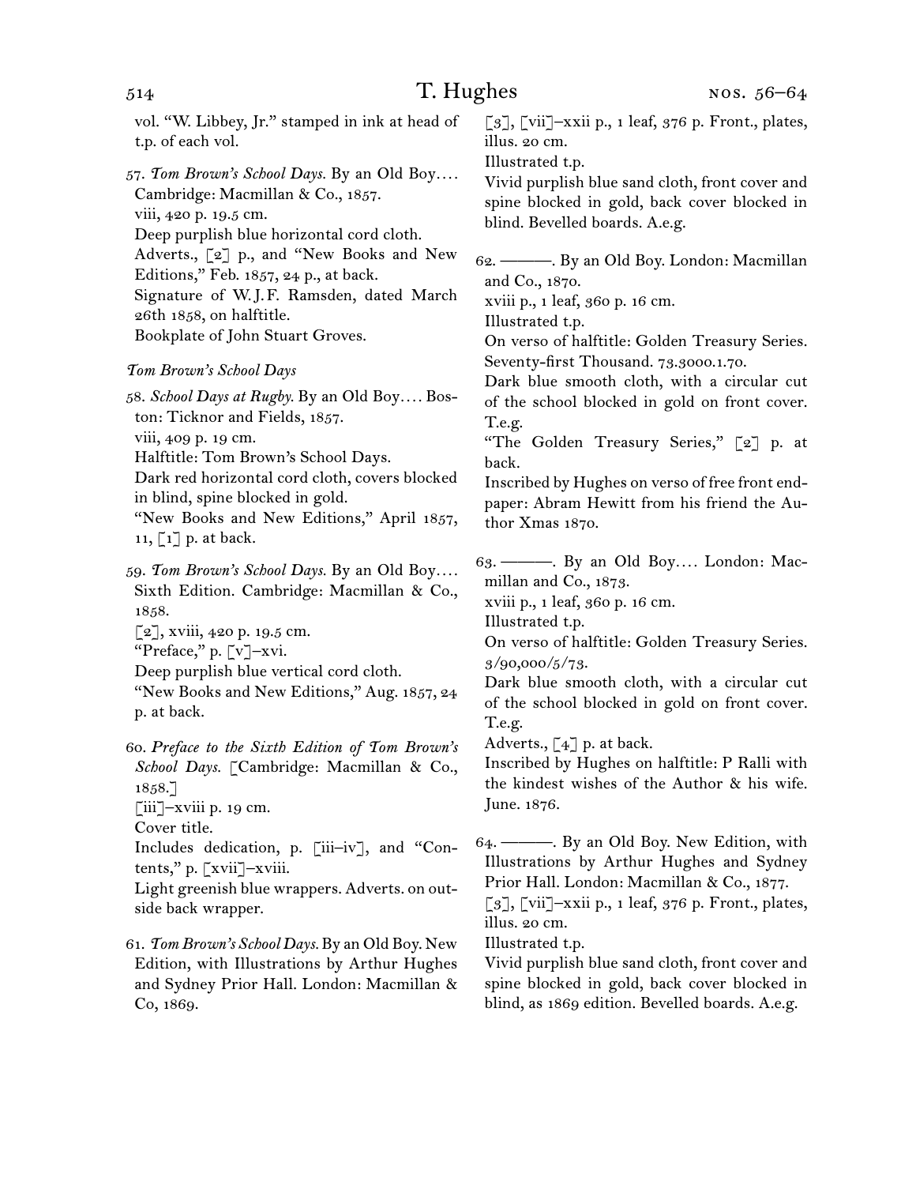vol. "W. Libbey, Jr." stamped in ink at head of t.p. of each vol.

57. *Tom Brown's School Days.* By an Old Boy.... Cambridge: Macmillan & Co., 1857.
viii, 420 p. 19.5 cm.
Deep purplish blue horizontal cord cloth.
Adverts., [2] p., and "New Books and New Editions," Feb. 1857, 24 p., at back.
Signature of W.J.F. Ramsden, dated March 26th 1858, on halftitle.
Bookplate of John Stuart Groves.

*Tom Brown's School Days*

58. *School Days at Rugby.* By an Old Boy.... Boston: Ticknor and Fields, 1857.
viii, 409 p. 19 cm.
Halftitle: Tom Brown's School Days.
Dark red horizontal cord cloth, covers blocked in blind, spine blocked in gold.
"New Books and New Editions," April 1857, 11, [1] p. at back.

59. *Tom Brown's School Days.* By an Old Boy.... Sixth Edition. Cambridge: Macmillan & Co., 1858.
[2], xviii, 420 p. 19.5 cm.
"Preface," p. [v]–xvi.
Deep purplish blue vertical cord cloth.
"New Books and New Editions," Aug. 1857, 24 p. at back.

60. *Preface to the Sixth Edition of Tom Brown's School Days.* [Cambridge: Macmillan & Co., 1858.]
[iii]–xviii p. 19 cm.
Cover title.
Includes dedication, p. [iii–iv], and "Contents," p. [xvii]–xviii.
Light greenish blue wrappers. Adverts. on outside back wrapper.

61. *Tom Brown's School Days.* By an Old Boy. New Edition, with Illustrations by Arthur Hughes and Sydney Prior Hall. London: Macmillan & Co, 1869.
[3], [vii]–xxii p., 1 leaf, 376 p. Front., plates, illus. 20 cm.
Illustrated t.p.
Vivid purplish blue sand cloth, front cover and spine blocked in gold, back cover blocked in blind. Bevelled boards. A.e.g.

62. ———. By an Old Boy. London: Macmillan and Co., 1870.
xviii p., 1 leaf, 360 p. 16 cm.
Illustrated t.p.
On verso of halftitle: Golden Treasury Series. Seventy-first Thousand. 73.3000.1.70.
Dark blue smooth cloth, with a circular cut of the school blocked in gold on front cover. T.e.g.
"The Golden Treasury Series," [2] p. at back.
Inscribed by Hughes on verso of free front endpaper: Abram Hewitt from his friend the Author Xmas 1870.

63. ———. By an Old Boy.... London: Macmillan and Co., 1873.
xviii p., 1 leaf, 360 p. 16 cm.
Illustrated t.p.
On verso of halftitle: Golden Treasury Series. 3/90,000/5/73.
Dark blue smooth cloth, with a circular cut of the school blocked in gold on front cover. T.e.g.
Adverts., [4] p. at back.
Inscribed by Hughes on halftitle: P Ralli with the kindest wishes of the Author & his wife. June. 1876.

64. ———. By an Old Boy. New Edition, with Illustrations by Arthur Hughes and Sydney Prior Hall. London: Macmillan & Co., 1877.
[3], [vii]–xxii p., 1 leaf, 376 p. Front., plates, illus. 20 cm.
Illustrated t.p.
Vivid purplish blue sand cloth, front cover and spine blocked in gold, back cover blocked in blind, as 1869 edition. Bevelled boards. A.e.g.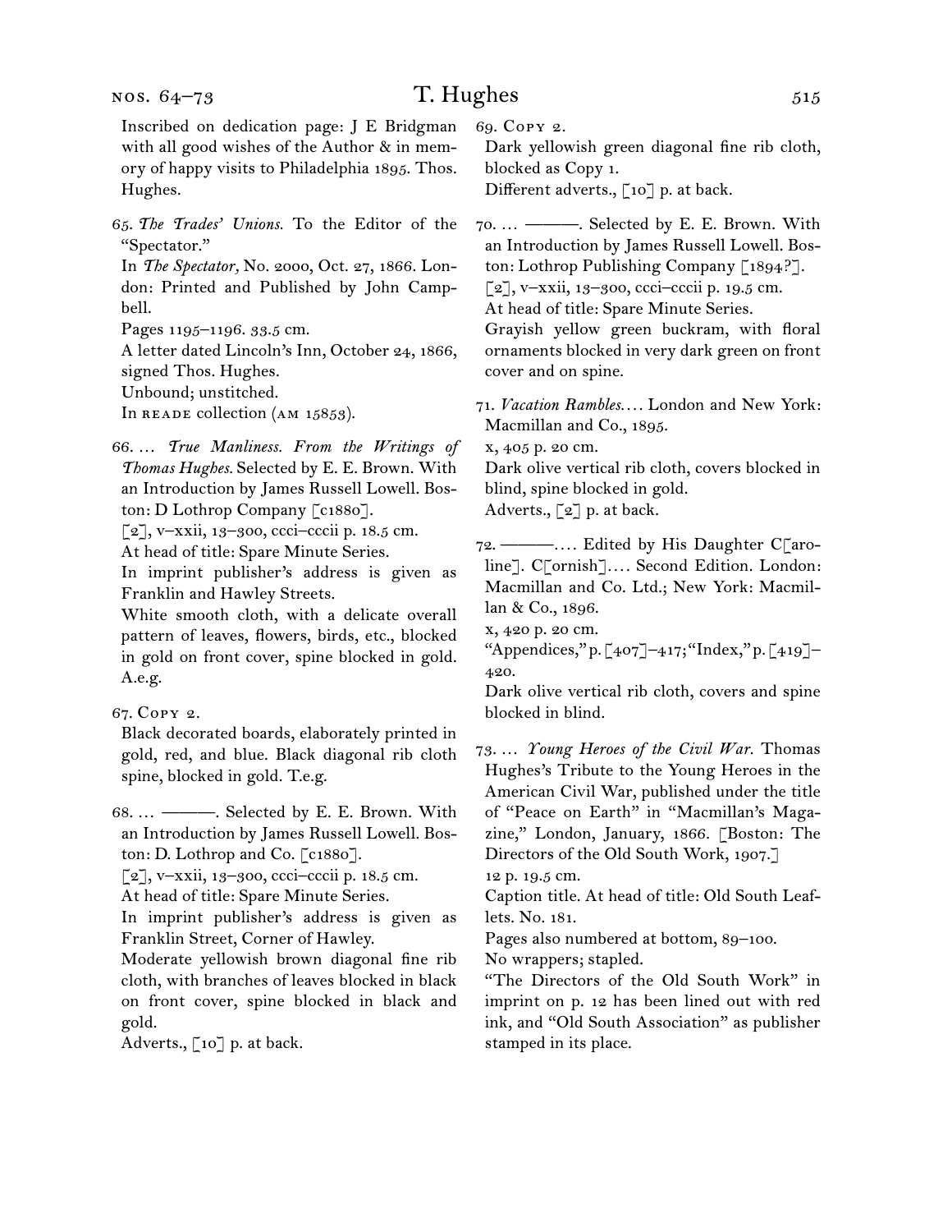Inscribed on dedication page: J E Bridgman with all good wishes of the Author & in memory of happy visits to Philadelphia 1895. Thos. Hughes.

65. *The Trades' Unions.* To the Editor of the "Spectator."
In *The Spectator,* No. 2000, Oct. 27, 1866. London: Printed and Published by John Campbell.
Pages 1195–1196. 33.5 cm.
A letter dated Lincoln's Inn, October 24, 1866, signed Thos. Hughes.
Unbound; unstitched.
In READE collection (AM 15853).

66. … *True Manliness. From the Writings of Thomas Hughes.* Selected by E. E. Brown. With an Introduction by James Russell Lowell. Boston: D Lothrop Company [c1880].
[2], v–xxii, 13–300, ccci–cccii p. 18.5 cm.
At head of title: Spare Minute Series.
In imprint publisher's address is given as Franklin and Hawley Streets.
White smooth cloth, with a delicate overall pattern of leaves, flowers, birds, etc., blocked in gold on front cover, spine blocked in gold. A.e.g.

67. COPY 2.
Black decorated boards, elaborately printed in gold, red, and blue. Black diagonal rib cloth spine, blocked in gold. T.e.g.

68. … ———. Selected by E. E. Brown. With an Introduction by James Russell Lowell. Boston: D. Lothrop and Co. [c1880].
[2], v–xxii, 13–300, ccci–cccii p. 18.5 cm.
At head of title: Spare Minute Series.
In imprint publisher's address is given as Franklin Street, Corner of Hawley.
Moderate yellowish brown diagonal fine rib cloth, with branches of leaves blocked in black on front cover, spine blocked in black and gold.
Adverts., [10] p. at back.

69. COPY 2.
Dark yellowish green diagonal fine rib cloth, blocked as Copy 1.
Different adverts., [10] p. at back.

70. … ———. Selected by E. E. Brown. With an Introduction by James Russell Lowell. Boston: Lothrop Publishing Company [1894?].
[2], v–xxii, 13–300, ccci–cccii p. 19.5 cm.
At head of title: Spare Minute Series.
Grayish yellow green buckram, with floral ornaments blocked in very dark green on front cover and on spine.

71. *Vacation Rambles.…* London and New York: Macmillan and Co., 1895.
x, 405 p. 20 cm.
Dark olive vertical rib cloth, covers blocked in blind, spine blocked in gold.
Adverts., [2] p. at back.

72. ———.… Edited by His Daughter C[aroline]. C[ornish].… Second Edition. London: Macmillan and Co. Ltd.; New York: Macmillan & Co., 1896.
x, 420 p. 20 cm.
"Appendices," p. [407]–417; "Index," p. [419]–420.
Dark olive vertical rib cloth, covers and spine blocked in blind.

73. … *Young Heroes of the Civil War.* Thomas Hughes's Tribute to the Young Heroes in the American Civil War, published under the title of "Peace on Earth" in "Macmillan's Magazine," London, January, 1866. [Boston: The Directors of the Old South Work, 1907.]
12 p. 19.5 cm.
Caption title. At head of title: Old South Leaflets. No. 181.
Pages also numbered at bottom, 89–100.
No wrappers; stapled.
"The Directors of the Old South Work" in imprint on p. 12 has been lined out with red ink, and "Old South Association" as publisher stamped in its place.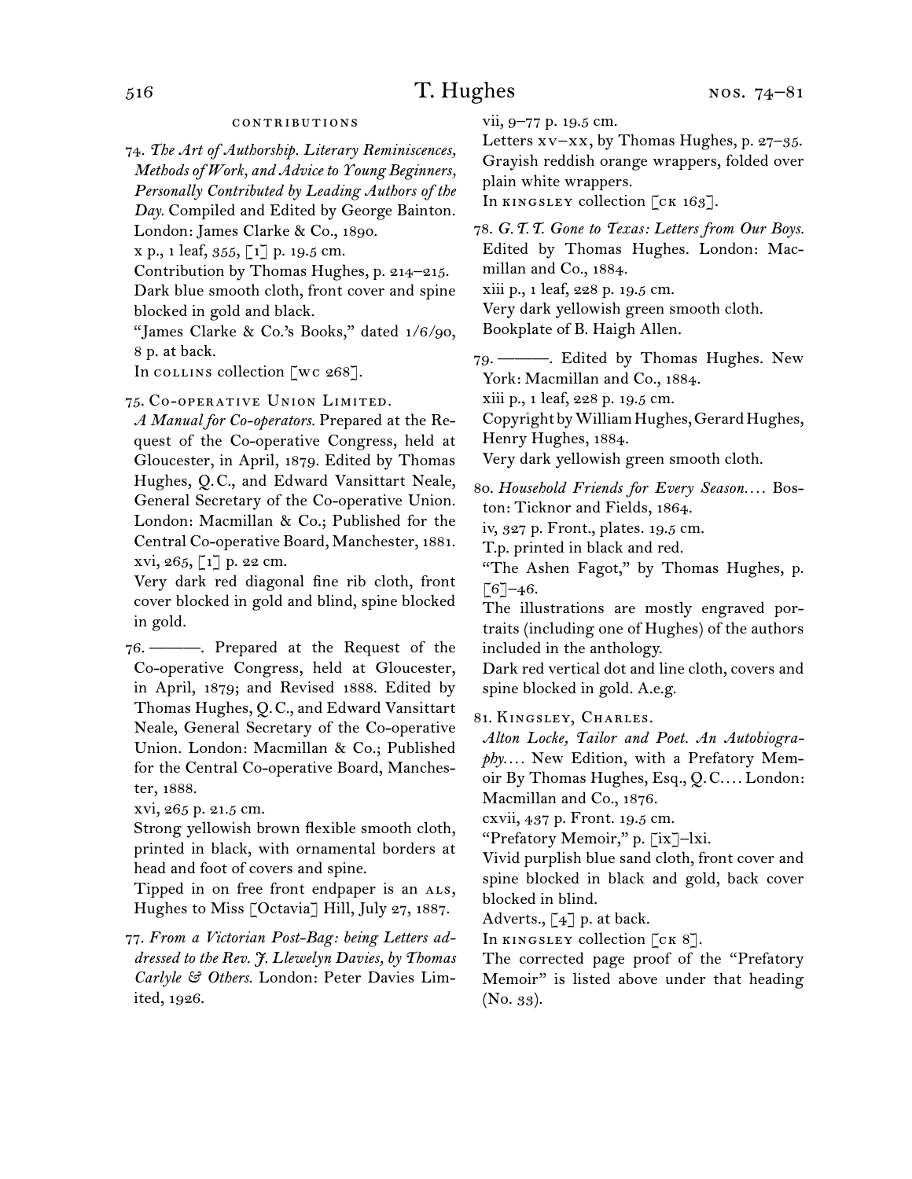## CONTRIBUTIONS

74. *The Art of Authorship. Literary Reminiscences, Methods of Work, and Advice to Young Beginners, Personally Contributed by Leading Authors of the Day.* Compiled and Edited by George Bainton. London: James Clarke & Co., 1890.
x p., 1 leaf, 355, [1] p. 19.5 cm.
Contribution by Thomas Hughes, p. 214–215.
Dark blue smooth cloth, front cover and spine blocked in gold and black.
"James Clarke & Co.'s Books," dated 1/6/90, 8 p. at back.
In COLLINS collection [WC 268].

75. CO-OPERATIVE UNION LIMITED.
*A Manual for Co-operators.* Prepared at the Request of the Co-operative Congress, held at Gloucester, in April, 1879. Edited by Thomas Hughes, Q.C., and Edward Vansittart Neale, General Secretary of the Co-operative Union. London: Macmillan & Co.; Published for the Central Co-operative Board, Manchester, 1881.
xvi, 265, [1] p. 22 cm.
Very dark red diagonal fine rib cloth, front cover blocked in gold and blind, spine blocked in gold.

76. ———. Prepared at the Request of the Co-operative Congress, held at Gloucester, in April, 1879; and Revised 1888. Edited by Thomas Hughes, Q.C., and Edward Vansittart Neale, General Secretary of the Co-operative Union. London: Macmillan & Co.; Published for the Central Co-operative Board, Manchester, 1888.
xvi, 265 p. 21.5 cm.
Strong yellowish brown flexible smooth cloth, printed in black, with ornamental borders at head and foot of covers and spine.
Tipped in on free front endpaper is an ALS, Hughes to Miss [Octavia] Hill, July 27, 1887.

77. *From a Victorian Post-Bag: being Letters addressed to the Rev. J. Llewelyn Davies, by Thomas Carlyle & Others.* London: Peter Davies Limited, 1926.
vii, 9–77 p. 19.5 cm.
Letters XV–XX, by Thomas Hughes, p. 27–35.
Grayish reddish orange wrappers, folded over plain white wrappers.
In KINGSLEY collection [CK 163].

78. *G.T.T. Gone to Texas: Letters from Our Boys.* Edited by Thomas Hughes. London: Macmillan and Co., 1884.
xiii p., 1 leaf, 228 p. 19.5 cm.
Very dark yellowish green smooth cloth.
Bookplate of B. Haigh Allen.

79. ———. Edited by Thomas Hughes. New York: Macmillan and Co., 1884.
xiii p., 1 leaf, 228 p. 19.5 cm.
Copyright by William Hughes, Gerard Hughes, Henry Hughes, 1884.
Very dark yellowish green smooth cloth.

80. *Household Friends for Every Season. . . .* Boston: Ticknor and Fields, 1864.
iv, 327 p. Front., plates. 19.5 cm.
T.p. printed in black and red.
"The Ashen Fagot," by Thomas Hughes, p. [6]–46.
The illustrations are mostly engraved portraits (including one of Hughes) of the authors included in the anthology.
Dark red vertical dot and line cloth, covers and spine blocked in gold. A.e.g.

81. KINGSLEY, CHARLES.
*Alton Locke, Tailor and Poet. An Autobiography. . . .* New Edition, with a Prefatory Memoir By Thomas Hughes, Esq., Q.C. . . . London: Macmillan and Co., 1876.
cxvii, 437 p. Front. 19.5 cm.
"Prefatory Memoir," p. [ix]–lxi.
Vivid purplish blue sand cloth, front cover and spine blocked in black and gold, back cover blocked in blind.
Adverts., [4] p. at back.
In KINGSLEY collection [CK 8].
The corrected page proof of the "Prefatory Memoir" is listed above under that heading (No. 33).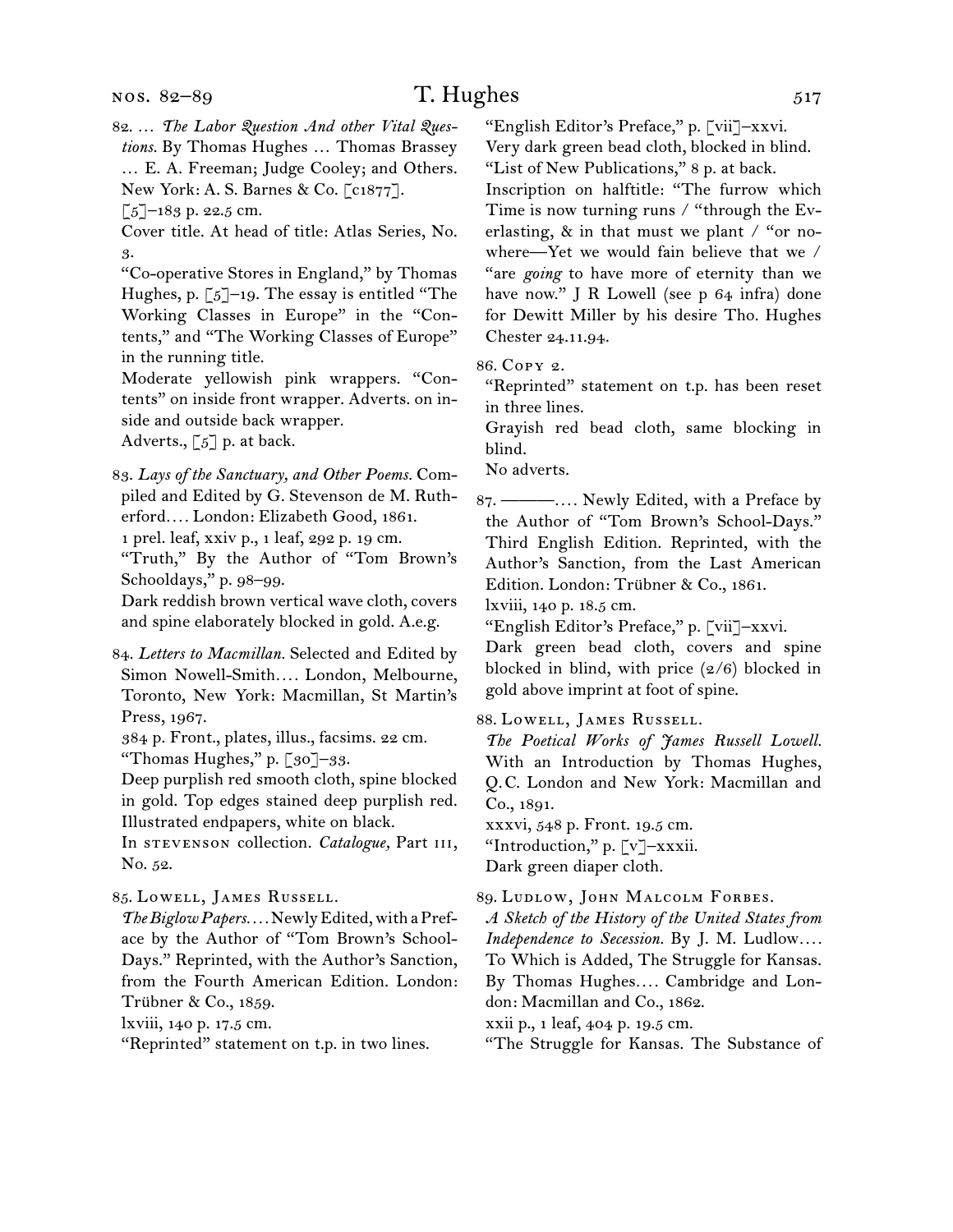82. … *The Labor Question And other Vital Questions.* By Thomas Hughes … Thomas Brassey … E. A. Freeman; Judge Cooley; and Others. New York: A. S. Barnes & Co. [c1877].
[5]–183 p. 22.5 cm.
Cover title. At head of title: Atlas Series, No. 3.
"Co-operative Stores in England," by Thomas Hughes, p. [5]–19. The essay is entitled "The Working Classes in Europe" in the "Contents," and "The Working Classes of Europe" in the running title.
Moderate yellowish pink wrappers. "Contents" on inside front wrapper. Adverts. on inside and outside back wrapper.
Adverts., [5] p. at back.

83. *Lays of the Sanctuary, and Other Poems.* Compiled and Edited by G. Stevenson de M. Rutherford.… London: Elizabeth Good, 1861.
1 prel. leaf, xxiv p., 1 leaf, 292 p. 19 cm.
"Truth," By the Author of "Tom Brown's Schooldays," p. 98–99.
Dark reddish brown vertical wave cloth, covers and spine elaborately blocked in gold. A.e.g.

84. *Letters to Macmillan.* Selected and Edited by Simon Nowell-Smith.… London, Melbourne, Toronto, New York: Macmillan, St Martin's Press, 1967.
384 p. Front., plates, illus., facsims. 22 cm.
"Thomas Hughes," p. [30]–33.
Deep purplish red smooth cloth, spine blocked in gold. Top edges stained deep purplish red. Illustrated endpapers, white on black.
In stevenson collection. *Catalogue,* Part iii, No. 52.

85. Lowell, James Russell.
*The Biglow Papers.*… Newly Edited, with a Preface by the Author of "Tom Brown's School-Days." Reprinted, with the Author's Sanction, from the Fourth American Edition. London: Trübner & Co., 1859.
lxviii, 140 p. 17.5 cm.
"Reprinted" statement on t.p. in two lines.
"English Editor's Preface," p. [vii]–xxvi.
Very dark green bead cloth, blocked in blind.
"List of New Publications," 8 p. at back.
Inscription on halftitle: "The furrow which Time is now turning runs / "through the Everlasting, & in that must we plant / "or nowhere—Yet we would fain believe that we / "are *going* to have more of eternity than we have now." J R Lowell (see p 64 infra) done for Dewitt Miller by his desire Tho. Hughes Chester 24.11.94.

86. Copy 2.
"Reprinted" statement on t.p. has been reset in three lines.
Grayish red bead cloth, same blocking in blind.
No adverts.

87. ———.… Newly Edited, with a Preface by the Author of "Tom Brown's School-Days." Third English Edition. Reprinted, with the Author's Sanction, from the Last American Edition. London: Trübner & Co., 1861.
lxviii, 140 p. 18.5 cm.
"English Editor's Preface," p. [vii]–xxvi.
Dark green bead cloth, covers and spine blocked in blind, with price (2/6) blocked in gold above imprint at foot of spine.

88. Lowell, James Russell.
*The Poetical Works of James Russell Lowell.* With an Introduction by Thomas Hughes, Q.C. London and New York: Macmillan and Co., 1891.
xxxvi, 548 p. Front. 19.5 cm.
"Introduction," p. [v]–xxxii.
Dark green diaper cloth.

89. Ludlow, John Malcolm Forbes.
*A Sketch of the History of the United States from Independence to Secession.* By J. M. Ludlow.… To Which is Added, The Struggle for Kansas. By Thomas Hughes.… Cambridge and London: Macmillan and Co., 1862.
xxii p., 1 leaf, 404 p. 19.5 cm.
"The Struggle for Kansas. The Substance of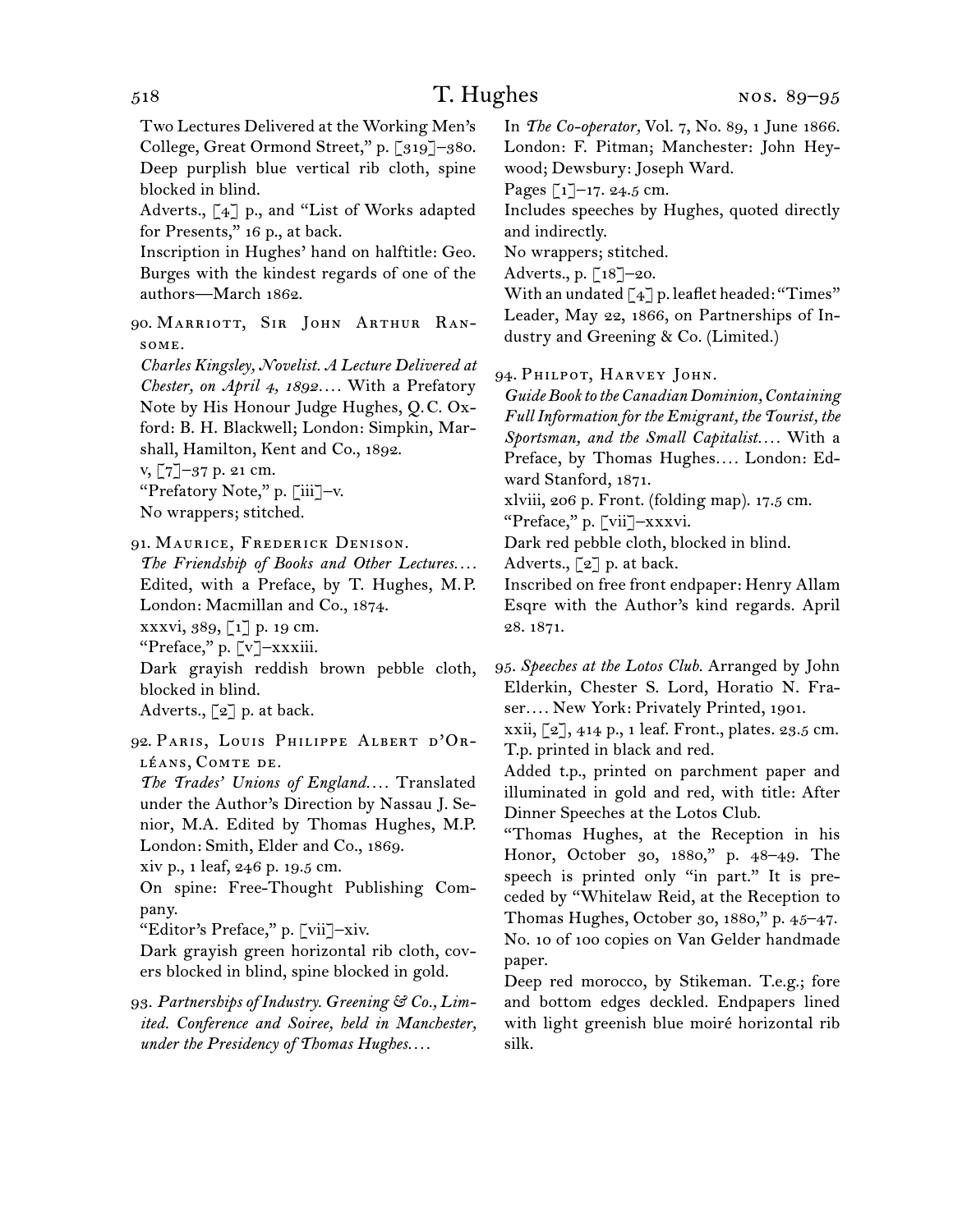Two Lectures Delivered at the Working Men's College, Great Ormond Street," p. [319]–380.
Deep purplish blue vertical rib cloth, spine blocked in blind.
Adverts., [4] p., and "List of Works adapted for Presents," 16 p., at back.
Inscription in Hughes' hand on halftitle: Geo. Burges with the kindest regards of one of the authors—March 1862.

90. Marriott, Sir John Arthur Ransome.
*Charles Kingsley, Novelist. A Lecture Delivered at Chester, on April 4, 1892....* With a Prefatory Note by His Honour Judge Hughes, Q.C. Oxford: B. H. Blackwell; London: Simpkin, Marshall, Hamilton, Kent and Co., 1892.
v, [7]–37 p. 21 cm.
"Prefatory Note," p. [iii]–v.
No wrappers; stitched.

91. Maurice, Frederick Denison.
*The Friendship of Books and Other Lectures....* Edited, with a Preface, by T. Hughes, M.P. London: Macmillan and Co., 1874.
xxxvi, 389, [1] p. 19 cm.
"Preface," p. [v]–xxxiii.
Dark grayish reddish brown pebble cloth, blocked in blind.
Adverts., [2] p. at back.

92. Paris, Louis Philippe Albert d'Orléans, Comte de.
*The Trades' Unions of England....* Translated under the Author's Direction by Nassau J. Senior, M.A. Edited by Thomas Hughes, M.P. London: Smith, Elder and Co., 1869.
xiv p., 1 leaf, 246 p. 19.5 cm.
On spine: Free-Thought Publishing Company.
"Editor's Preface," p. [vii]–xiv.
Dark grayish green horizontal rib cloth, covers blocked in blind, spine blocked in gold.

93. *Partnerships of Industry. Greening & Co., Limited. Conference and Soiree, held in Manchester, under the Presidency of Thomas Hughes....*
In *The Co-operator,* Vol. 7, No. 89, 1 June 1866. London: F. Pitman; Manchester: John Heywood; Dewsbury: Joseph Ward.
Pages [1]–17. 24.5 cm.
Includes speeches by Hughes, quoted directly and indirectly.
No wrappers; stitched.
Adverts., p. [18]–20.
With an undated [4] p. leaflet headed: "Times" Leader, May 22, 1866, on Partnerships of Industry and Greening & Co. (Limited.)

94. Philpot, Harvey John.
*Guide Book to the Canadian Dominion, Containing Full Information for the Emigrant, the Tourist, the Sportsman, and the Small Capitalist....* With a Preface, by Thomas Hughes.... London: Edward Stanford, 1871.
xlviii, 206 p. Front. (folding map). 17.5 cm.
"Preface," p. [vii]–xxxvi.
Dark red pebble cloth, blocked in blind.
Adverts., [2] p. at back.
Inscribed on free front endpaper: Henry Allam Esqre with the Author's kind regards. April 28. 1871.

95. *Speeches at the Lotos Club.* Arranged by John Elderkin, Chester S. Lord, Horatio N. Fraser.... New York: Privately Printed, 1901.
xxii, [2], 414 p., 1 leaf. Front., plates. 23.5 cm.
T.p. printed in black and red.
Added t.p., printed on parchment paper and illuminated in gold and red, with title: After Dinner Speeches at the Lotos Club.
"Thomas Hughes, at the Reception in his Honor, October 30, 1880," p. 48–49. The speech is printed only "in part." It is preceded by "Whitelaw Reid, at the Reception to Thomas Hughes, October 30, 1880," p. 45–47.
No. 10 of 100 copies on Van Gelder handmade paper.
Deep red morocco, by Stikeman. T.e.g.; fore and bottom edges deckled. Endpapers lined with light greenish blue moiré horizontal rib silk.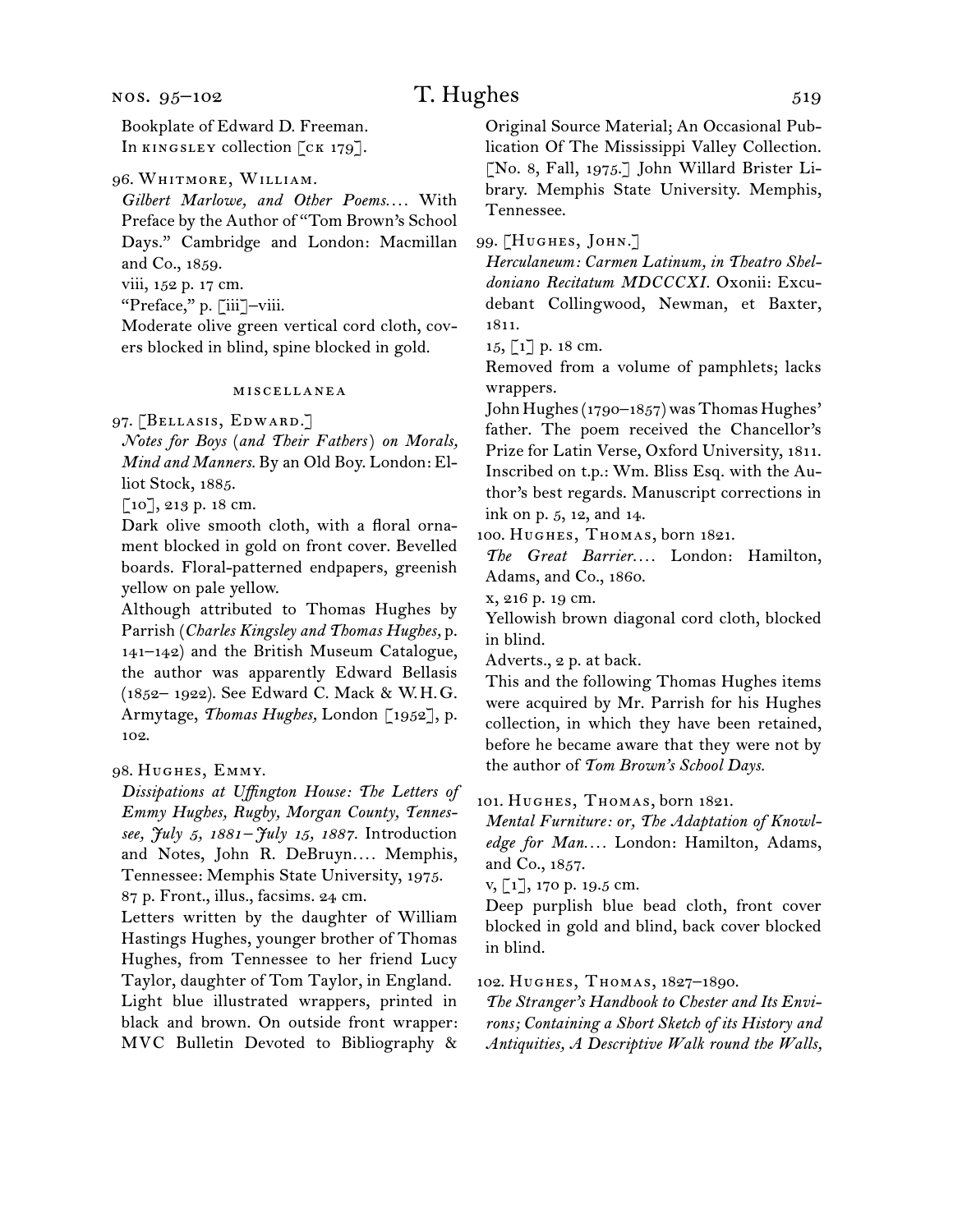Bookplate of Edward D. Freeman.
In KINGSLEY collection [CK 179].

96. WHITMORE, WILLIAM.
*Gilbert Marlowe, and Other Poems....* With Preface by the Author of "Tom Brown's School Days." Cambridge and London: Macmillan and Co., 1859.
viii, 152 p. 17 cm.
"Preface," p. [iii]–viii.
Moderate olive green vertical cord cloth, covers blocked in blind, spine blocked in gold.

### MISCELLANEA

97. [BELLASIS, EDWARD.]
*Notes for Boys (and Their Fathers) on Morals, Mind and Manners.* By an Old Boy. London: Elliot Stock, 1885.
[10], 213 p. 18 cm.
Dark olive smooth cloth, with a floral ornament blocked in gold on front cover. Bevelled boards. Floral-patterned endpapers, greenish yellow on pale yellow.
Although attributed to Thomas Hughes by Parrish (*Charles Kingsley and Thomas Hughes,* p. 141–142) and the British Museum Catalogue, the author was apparently Edward Bellasis (1852– 1922). See Edward C. Mack & W. H. G. Armytage, *Thomas Hughes,* London [1952], p. 102.

98. HUGHES, EMMY.
*Dissipations at Uffington House: The Letters of Emmy Hughes, Rugby, Morgan County, Tennessee, July 5, 1881–July 15, 1887.* Introduction and Notes, John R. DeBruyn.... Memphis, Tennessee: Memphis State University, 1975.
87 p. Front., illus., facsims. 24 cm.
Letters written by the daughter of William Hastings Hughes, younger brother of Thomas Hughes, from Tennessee to her friend Lucy Taylor, daughter of Tom Taylor, in England.
Light blue illustrated wrappers, printed in black and brown. On outside front wrapper: MVC Bulletin Devoted to Bibliography & Original Source Material; An Occasional Publication Of The Mississippi Valley Collection. [No. 8, Fall, 1975.] John Willard Brister Library. Memphis State University. Memphis, Tennessee.

99. [HUGHES, JOHN.]
*Herculaneum: Carmen Latinum, in Theatro Sheldoniano Recitatum MDCCCXI.* Oxonii: Excudebant Collingwood, Newman, et Baxter, 1811.
15, [1] p. 18 cm.
Removed from a volume of pamphlets; lacks wrappers.
John Hughes (1790–1857) was Thomas Hughes' father. The poem received the Chancellor's Prize for Latin Verse, Oxford University, 1811. Inscribed on t.p.: Wm. Bliss Esq. with the Author's best regards. Manuscript corrections in ink on p. 5, 12, and 14.

100. HUGHES, THOMAS, born 1821.
*The Great Barrier....* London: Hamilton, Adams, and Co., 1860.
x, 216 p. 19 cm.
Yellowish brown diagonal cord cloth, blocked in blind.
Adverts., 2 p. at back.
This and the following Thomas Hughes items were acquired by Mr. Parrish for his Hughes collection, in which they have been retained, before he became aware that they were not by the author of *Tom Brown's School Days.*

101. HUGHES, THOMAS, born 1821.
*Mental Furniture: or, The Adaptation of Knowledge for Man....* London: Hamilton, Adams, and Co., 1857.
v, [1], 170 p. 19.5 cm.
Deep purplish blue bead cloth, front cover blocked in gold and blind, back cover blocked in blind.

102. HUGHES, THOMAS, 1827–1890.
*The Stranger's Handbook to Chester and Its Environs; Containing a Short Sketch of its History and Antiquities, A Descriptive Walk round the Walls,*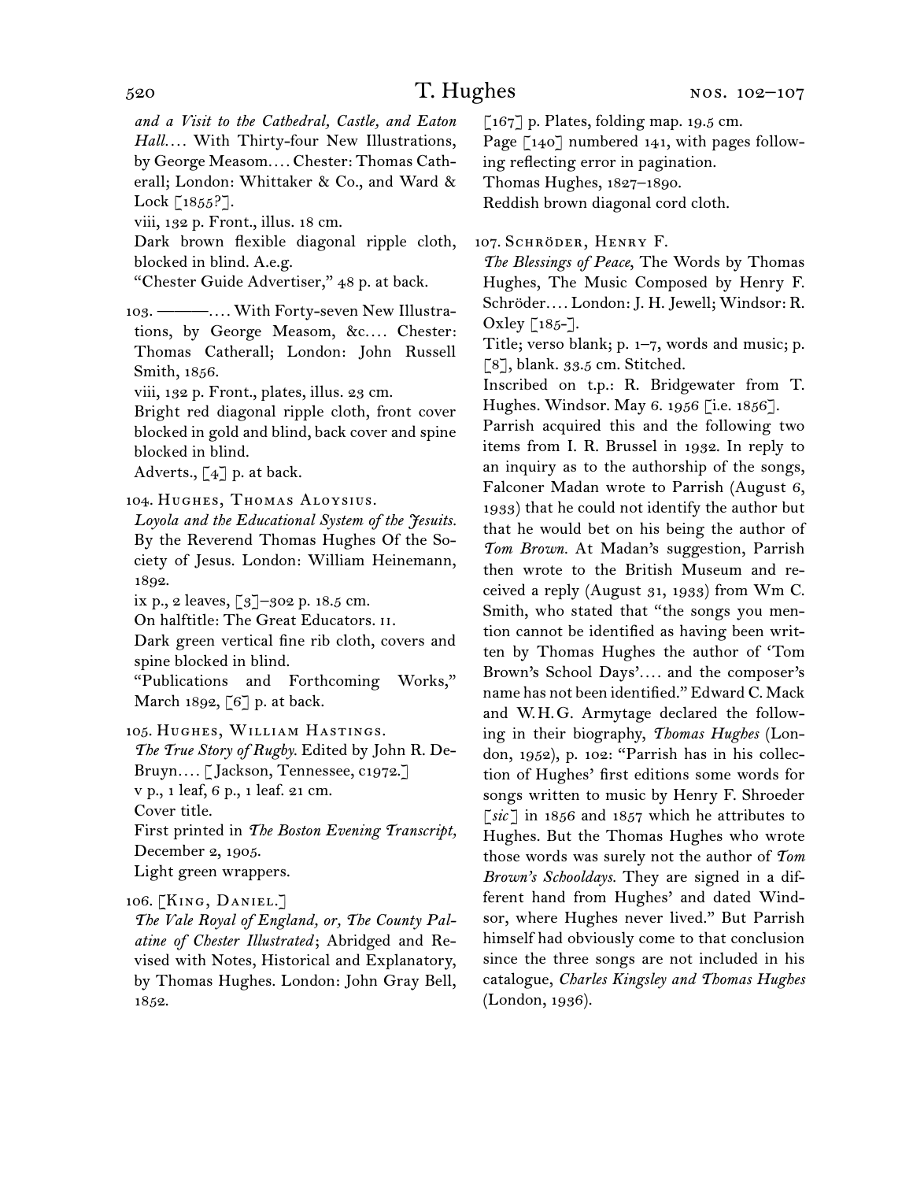*and a Visit to the Cathedral, Castle, and Eaton Hall.*… With Thirty-four New Illustrations, by George Measom.… Chester: Thomas Catherall; London: Whittaker & Co., and Ward & Lock [1855?].

viii, 132 p. Front., illus. 18 cm.

Dark brown flexible diagonal ripple cloth, blocked in blind. A.e.g.

"Chester Guide Advertiser," 48 p. at back.

103. ———.… With Forty-seven New Illustrations, by George Measom, &c.… Chester: Thomas Catherall; London: John Russell Smith, 1856.

viii, 132 p. Front., plates, illus. 23 cm.

Bright red diagonal ripple cloth, front cover blocked in gold and blind, back cover and spine blocked in blind.

Adverts., [4] p. at back.

104. Hughes, Thomas Aloysius.

*Loyola and the Educational System of the Jesuits.* By the Reverend Thomas Hughes Of the Society of Jesus. London: William Heinemann, 1892.

ix p., 2 leaves, [3]–302 p. 18.5 cm.

On halftitle: The Great Educators. II.

Dark green vertical fine rib cloth, covers and spine blocked in blind.

"Publications and Forthcoming Works," March 1892, [6] p. at back.

105. Hughes, William Hastings.

*The True Story of Rugby.* Edited by John R. DeBruyn.… [Jackson, Tennessee, c1972.]

v p., 1 leaf, 6 p., 1 leaf. 21 cm.

Cover title.

First printed in *The Boston Evening Transcript,* December 2, 1905.

Light green wrappers.

106. [King, Daniel.]

*The Vale Royal of England, or, The County Palatine of Chester Illustrated*; Abridged and Revised with Notes, Historical and Explanatory, by Thomas Hughes. London: John Gray Bell, 1852.

[167] p. Plates, folding map. 19.5 cm.

Page [140] numbered 141, with pages following reflecting error in pagination.

Thomas Hughes, 1827–1890.

Reddish brown diagonal cord cloth.

107. Schröder, Henry F.

*The Blessings of Peace,* The Words by Thomas Hughes, The Music Composed by Henry F. Schröder.… London: J. H. Jewell; Windsor: R. Oxley [185-].

Title; verso blank; p. 1–7, words and music; p. [8], blank. 33.5 cm. Stitched.

Inscribed on t.p.: R. Bridgewater from T. Hughes. Windsor. May 6. 1956 [i.e. 1856].

Parrish acquired this and the following two items from I. R. Brussel in 1932. In reply to an inquiry as to the authorship of the songs, Falconer Madan wrote to Parrish (August 6, 1933) that he could not identify the author but that he would bet on his being the author of *Tom Brown.* At Madan's suggestion, Parrish then wrote to the British Museum and received a reply (August 31, 1933) from Wm C. Smith, who stated that "the songs you mention cannot be identified as having been written by Thomas Hughes the author of 'Tom Brown's School Days'.… and the composer's name has not been identified." Edward C. Mack and W.H.G. Armytage declared the following in their biography, *Thomas Hughes* (London, 1952), p. 102: "Parrish has in his collection of Hughes' first editions some words for songs written to music by Henry F. Shroeder [*sic*] in 1856 and 1857 which he attributes to Hughes. But the Thomas Hughes who wrote those words was surely not the author of *Tom Brown's Schooldays.* They are signed in a different hand from Hughes' and dated Windsor, where Hughes never lived." But Parrish himself had obviously come to that conclusion since the three songs are not included in his catalogue, *Charles Kingsley and Thomas Hughes* (London, 1936).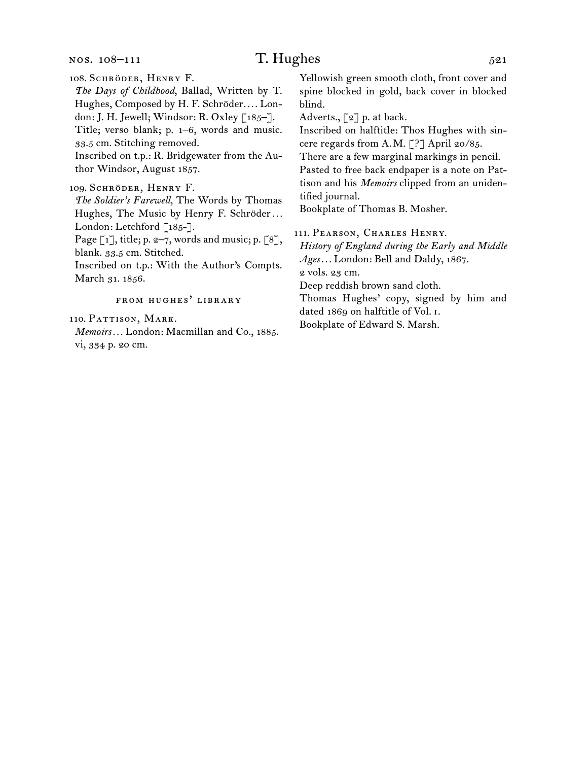108. Schröder, Henry F.

*The Days of Childhood*, Ballad, Written by T. Hughes, Composed by H. F. Schröder.... London: J. H. Jewell; Windsor: R. Oxley [185–].

Title; verso blank; p. 1–6, words and music. 33.5 cm. Stitching removed.

Inscribed on t.p.: R. Bridgewater from the Author Windsor, August 1857.

109. Schröder, Henry F.

*The Soldier's Farewell*, The Words by Thomas Hughes, The Music by Henry F. Schröder... London: Letchford [185-].

Page [1], title; p. 2–7, words and music; p. [8], blank. 33.5 cm. Stitched.

Inscribed on t.p.: With the Author's Compts. March 31. 1856.

### from hughes' library

110. Pattison, Mark.

*Memoirs*... London: Macmillan and Co., 1885. vi, 334 p. 20 cm.

Yellowish green smooth cloth, front cover and spine blocked in gold, back cover in blocked blind.

Adverts., [2] p. at back.

Inscribed on halftitle: Thos Hughes with sincere regards from A.M. [?] April 20/85.

There are a few marginal markings in pencil.

Pasted to free back endpaper is a note on Pattison and his *Memoirs* clipped from an unidentified journal.

Bookplate of Thomas B. Mosher.

111. Pearson, Charles Henry.

*History of England during the Early and Middle Ages*... London: Bell and Daldy, 1867.

2 vols. 23 cm.

Deep reddish brown sand cloth.

Thomas Hughes' copy, signed by him and dated 1869 on halftitle of Vol. 1.

Bookplate of Edward S. Marsh.